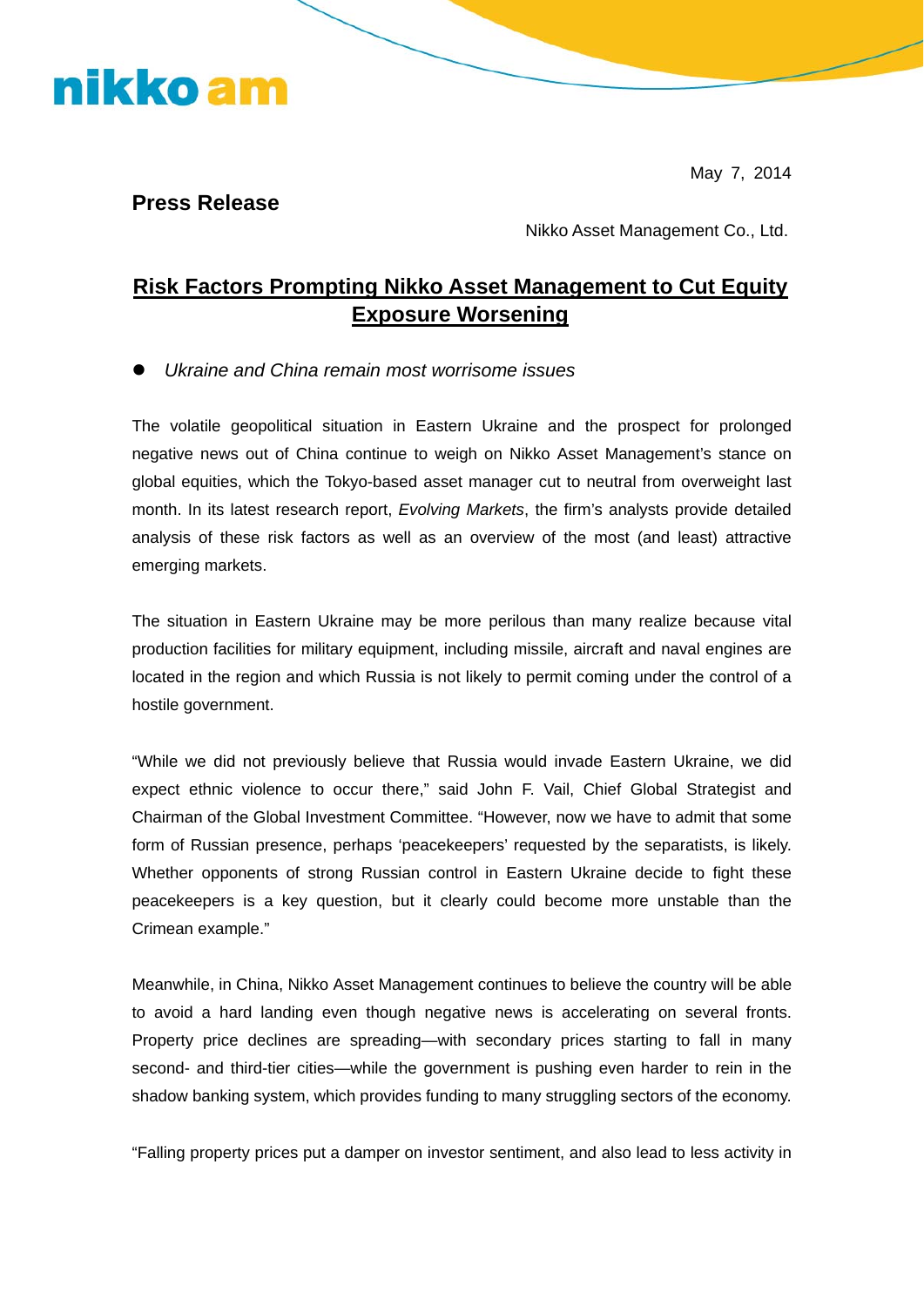nikko am

May 7, 2014

**Press Release**

Nikko Asset Management Co., Ltd.

# Risk Factors Prompting Nikko Asset Management to Cut Equity Exposure Worsening

- *Ukraine and China remain most worrisome issues*

The volatile geopolitical situation in Eastern Ukraine and the prospect for prolonged negative news out of China continue to weigh on Nikko Asset Management's stance on global equities, which the Tokyo-based asset manager cut to neutral from overweight last month. In its latest research report, *Evolving Markets*, the firm's analysts provide detailed analysis of these risk factors as well as an overview of the most (and least) attractive emerging markets.

The situation in Eastern Ukraine may be more perilous than many realize because vital production facilities for military equipment, including missile, aircraft and naval engines are located in the region and which Russia is not likely to permit coming under the control of a hostile government.

"While we did not previously believe that Russia would invade Eastern Ukraine, we did expect ethnic violence to occur there," said John F. Vail, Chief Global Strategist and Chairman of the Global Investment Committee. "However, now we have to admit that some form of Russian presence, perhaps 'peacekeepers' requested by the separatists, is likely. Whether opponents of strong Russian control in Eastern Ukraine decide to fight these peacekeepers is a key question, but it clearly could become more unstable than the Crimean example."

Meanwhile, in China, Nikko Asset Management continues to believe the country will be able to avoid a hard landing even though negative news is accelerating on several fronts. Property price declines are spreading—with secondary prices starting to fall in many second- and third-tier cities—while the government is pushing even harder to rein in the shadow banking system, which provides funding to many struggling sectors of the economy.

"Falling property prices put a damper on investor sentiment, and also lead to less activity in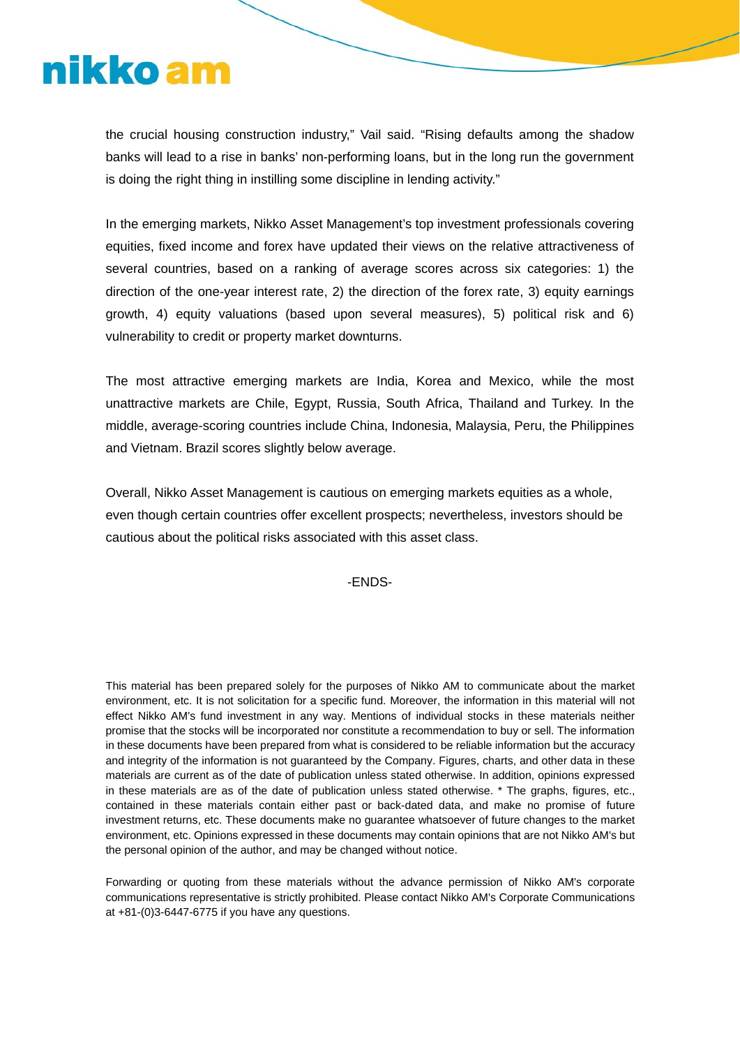the crucial housing construction industry," Vail said. "Rising defaults among the shadow banks will lead to a rise in banks' non-performing loans, but in the long run the government is doing the right thing in instilling some discipline in lending activity."

In the emerging markets, Nikko Asset Management's top investment professionals covering equities, fixed income and forex have updated their views on the relative attractiveness of several countries, based on a ranking of average scores across six categories: 1) the direction of the one-year interest rate, 2) the direction of the forex rate, 3) equity earnings growth, 4) equity valuations (based upon several measures), 5) political risk and 6) vulnerability to credit or property market downturns.

The most attractive emerging markets are India, Korea and Mexico, while the most unattractive markets are Chile, Egypt, Russia, South Africa, Thailand and Turkey. In the middle, average-scoring countries include China, Indonesia, Malaysia, Peru, the Philippines and Vietnam. Brazil scores slightly below average.

Overall, Nikko Asset Management is cautious on emerging markets equities as a whole, even though certain countries offer excellent prospects; nevertheless, investors should be cautious about the political risks associated with this asset class.

-ENDS-

This material has been prepared solely for the purposes of Nikko AM to communicate about the market environment, etc. It is not solicitation for a specific fund. Moreover, the information in this material will not effect Nikko AM's fund investment in any way. Mentions of individual stocks in these materials neither promise that the stocks will be incorporated nor constitute a recommendation to buy or sell. The information in these documents have been prepared from what is considered to be reliable information but the accuracy and integrity of the information is not guaranteed by the Company. Figures, charts, and other data in these materials are current as of the date of publication unless stated otherwise. In addition, opinions expressed in these materials are as of the date of publication unless stated otherwise. * The graphs, figures, etc., contained in these materials contain either past or back-dated data, and make no promise of future investment returns, etc. These documents make no guarantee whatsoever of future changes to the market environment, etc. Opinions expressed in these documents may contain opinions that are not Nikko AM's but the personal opinion of the author, and may be changed without notice.

Forwarding or quoting from these materials without the advance permission of Nikko AM's corporate communications representative is strictly prohibited. Please contact Nikko AM's Corporate Communications at +81-(0)3-6447-6775 if you have any questions.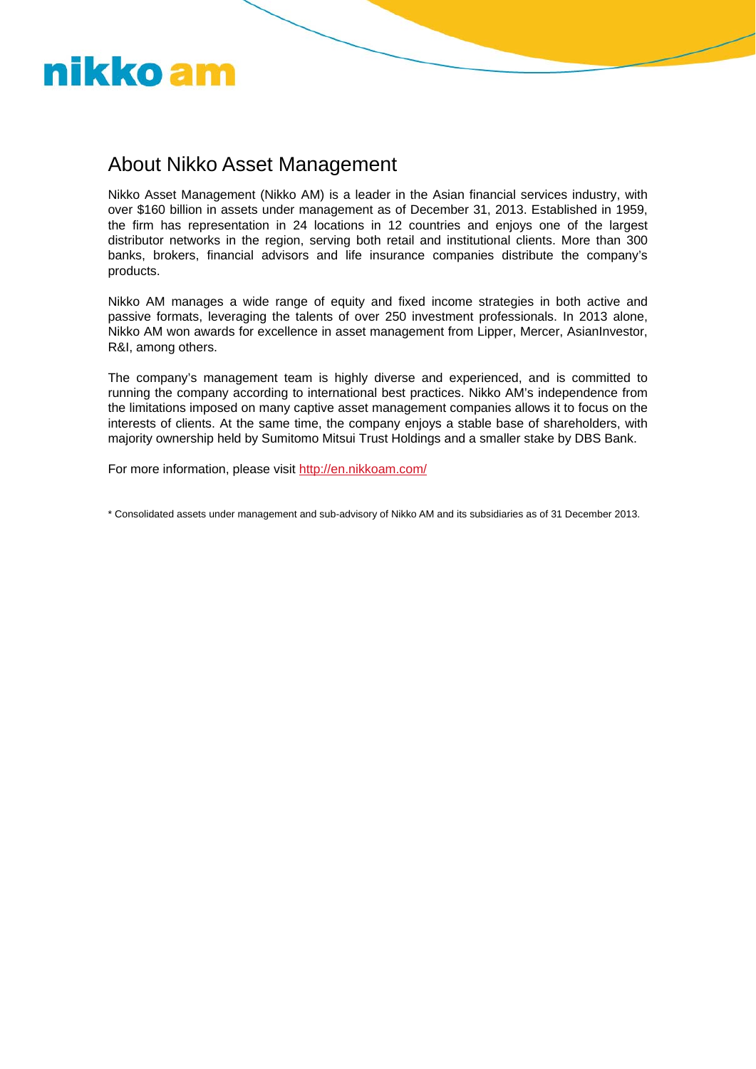nikko am

# About Nikko Asset Management

Nikko Asset Management (Nikko AM) is a leader in the Asian financial services industry, with over $160 billion in assets under management as of December 31, 2013. Established in 1959, the firm has representation in 24 locations in 12 countries and enjoys one of the largest distributor networks in the region, serving both retail and institutional clients. More than 300 banks, brokers, financial advisors and life insurance companies distribute the company's products.

Nikko AM manages a wide range of equity and fixed income strategies in both active and passive formats, leveraging the talents of over 250 investment professionals. In 2013 alone, Nikko AM won awards for excellence in asset management from Lipper, Mercer, AsianInvestor, R&I, among others.

The company's management team is highly diverse and experienced, and is committed to running the company according to international best practices. Nikko AM's independence from the limitations imposed on many captive asset management companies allows it to focus on the interests of clients. At the same time, the company enjoys a stable base of shareholders, with majority ownership held by Sumitomo Mitsui Trust Holdings and a smaller stake by DBS Bank.

For more information, please visit http://en.nikkoam.com/

* Consolidated assets under management and sub-advisory of Nikko AM and its subsidiaries as of 31 December 2013.